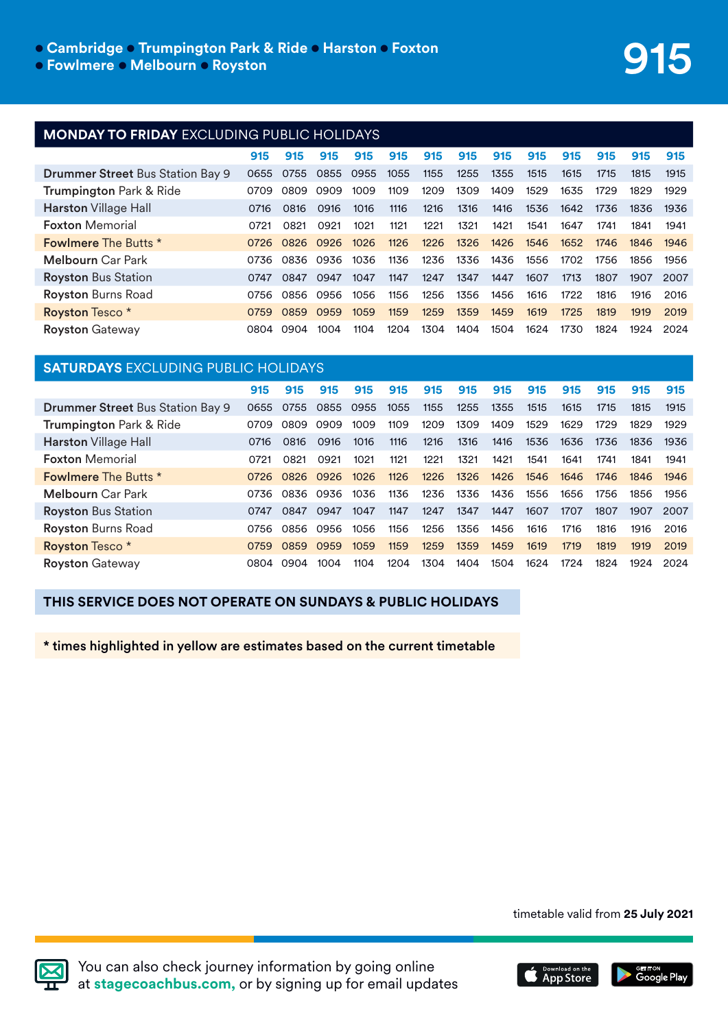# 915

● Cambridge ● Trumpington Park & Ride ● Harston ● Foxton ● Fowlmere ● Melbourn ● Royston

## MONDAY TO FRIDAY EXCLUDING PUBLIC HOLIDAYS

| | 915 | 915 | 915 | 915 | 915 | 915 | 915 | 915 | 915 | 915 | 915 | 915 | 915 |
|---|---|---|---|---|---|---|---|---|---|---|---|---|---|
| **Drummer Street** Bus Station Bay 9 | 0655 | 0755 | 0855 | 0955 | 1055 | 1155 | 1255 | 1355 | 1515 | 1615 | 1715 | 1815 | 1915 |
| **Trumpington** Park & Ride | 0709 | 0809 | 0909 | 1009 | 1109 | 1209 | 1309 | 1409 | 1529 | 1635 | 1729 | 1829 | 1929 |
| **Harston** Village Hall | 0716 | 0816 | 0916 | 1016 | 1116 | 1216 | 1316 | 1416 | 1536 | 1642 | 1736 | 1836 | 1936 |
| **Foxton** Memorial | 0721 | 0821 | 0921 | 1021 | 1121 | 1221 | 1321 | 1421 | 1541 | 1647 | 1741 | 1841 | 1941 |
| **Fowlmere** The Butts * | 0726 | 0826 | 0926 | 1026 | 1126 | 1226 | 1326 | 1426 | 1546 | 1652 | 1746 | 1846 | 1946 |
| **Melbourn** Car Park | 0736 | 0836 | 0936 | 1036 | 1136 | 1236 | 1336 | 1436 | 1556 | 1702 | 1756 | 1856 | 1956 |
| **Royston** Bus Station | 0747 | 0847 | 0947 | 1047 | 1147 | 1247 | 1347 | 1447 | 1607 | 1713 | 1807 | 1907 | 2007 |
| **Royston** Burns Road | 0756 | 0856 | 0956 | 1056 | 1156 | 1256 | 1356 | 1456 | 1616 | 1722 | 1816 | 1916 | 2016 |
| **Royston** Tesco * | 0759 | 0859 | 0959 | 1059 | 1159 | 1259 | 1359 | 1459 | 1619 | 1725 | 1819 | 1919 | 2019 |
| **Royston** Gateway | 0804 | 0904 | 1004 | 1104 | 1204 | 1304 | 1404 | 1504 | 1624 | 1730 | 1824 | 1924 | 2024 |

## SATURDAYS EXCLUDING PUBLIC HOLIDAYS

| | 915 | 915 | 915 | 915 | 915 | 915 | 915 | 915 | 915 | 915 | 915 | 915 | 915 |
|---|---|---|---|---|---|---|---|---|---|---|---|---|---|
| **Drummer Street** Bus Station Bay 9 | 0655 | 0755 | 0855 | 0955 | 1055 | 1155 | 1255 | 1355 | 1515 | 1615 | 1715 | 1815 | 1915 |
| **Trumpington** Park & Ride | 0709 | 0809 | 0909 | 1009 | 1109 | 1209 | 1309 | 1409 | 1529 | 1629 | 1729 | 1829 | 1929 |
| **Harston** Village Hall | 0716 | 0816 | 0916 | 1016 | 1116 | 1216 | 1316 | 1416 | 1536 | 1636 | 1736 | 1836 | 1936 |
| **Foxton** Memorial | 0721 | 0821 | 0921 | 1021 | 1121 | 1221 | 1321 | 1421 | 1541 | 1641 | 1741 | 1841 | 1941 |
| **Fowlmere** The Butts * | 0726 | 0826 | 0926 | 1026 | 1126 | 1226 | 1326 | 1426 | 1546 | 1646 | 1746 | 1846 | 1946 |
| **Melbourn** Car Park | 0736 | 0836 | 0936 | 1036 | 1136 | 1236 | 1336 | 1436 | 1556 | 1656 | 1756 | 1856 | 1956 |
| **Royston** Bus Station | 0747 | 0847 | 0947 | 1047 | 1147 | 1247 | 1347 | 1447 | 1607 | 1707 | 1807 | 1907 | 2007 |
| **Royston** Burns Road | 0756 | 0856 | 0956 | 1056 | 1156 | 1256 | 1356 | 1456 | 1616 | 1716 | 1816 | 1916 | 2016 |
| **Royston** Tesco * | 0759 | 0859 | 0959 | 1059 | 1159 | 1259 | 1359 | 1459 | 1619 | 1719 | 1819 | 1919 | 2019 |
| **Royston** Gateway | 0804 | 0904 | 1004 | 1104 | 1204 | 1304 | 1404 | 1504 | 1624 | 1724 | 1824 | 1924 | 2024 |

**THIS SERVICE DOES NOT OPERATE ON SUNDAYS & PUBLIC HOLIDAYS**

**\* times highlighted in yellow are estimates based on the current timetable**

timetable valid from **25 July 2021**

You can also check journey information by going online at **stagecoachbus.com,** or by signing up for email updates

Download on the App Store

GET IT ON Google Play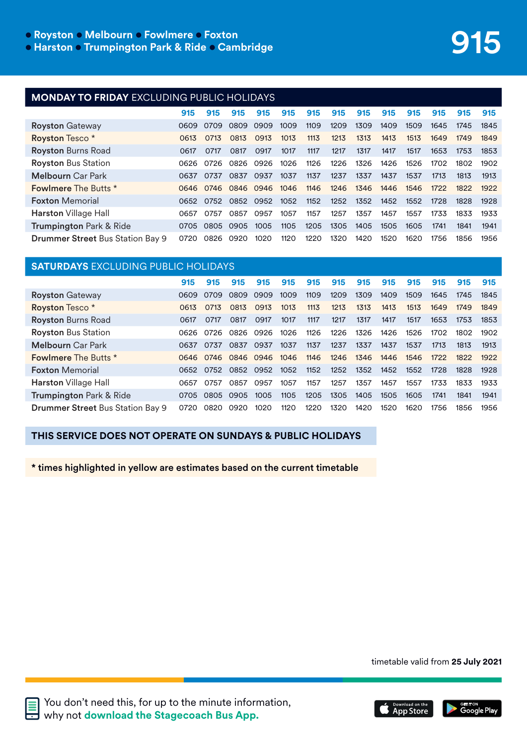**• Royston • Melbourn • Fowlmere • Foxton**
**• Harston • Trumpington Park & Ride • Cambridge**

# 915

## MONDAY TO FRIDAY EXCLUDING PUBLIC HOLIDAYS

| | 915 | 915 | 915 | 915 | 915 | 915 | 915 | 915 | 915 | 915 | 915 | 915 | 915 |
|---|---|---|---|---|---|---|---|---|---|---|---|---|---|
| **Royston** Gateway | 0609 | 0709 | 0809 | 0909 | 1009 | 1109 | 1209 | 1309 | 1409 | 1509 | 1645 | 1745 | 1845 |
| **Royston** Tesco * | 0613 | 0713 | 0813 | 0913 | 1013 | 1113 | 1213 | 1313 | 1413 | 1513 | 1649 | 1749 | 1849 |
| **Royston** Burns Road | 0617 | 0717 | 0817 | 0917 | 1017 | 1117 | 1217 | 1317 | 1417 | 1517 | 1653 | 1753 | 1853 |
| **Royston** Bus Station | 0626 | 0726 | 0826 | 0926 | 1026 | 1126 | 1226 | 1326 | 1426 | 1526 | 1702 | 1802 | 1902 |
| **Melbourn** Car Park | 0637 | 0737 | 0837 | 0937 | 1037 | 1137 | 1237 | 1337 | 1437 | 1537 | 1713 | 1813 | 1913 |
| **Fowlmere** The Butts * | 0646 | 0746 | 0846 | 0946 | 1046 | 1146 | 1246 | 1346 | 1446 | 1546 | 1722 | 1822 | 1922 |
| **Foxton** Memorial | 0652 | 0752 | 0852 | 0952 | 1052 | 1152 | 1252 | 1352 | 1452 | 1552 | 1728 | 1828 | 1928 |
| **Harston** Village Hall | 0657 | 0757 | 0857 | 0957 | 1057 | 1157 | 1257 | 1357 | 1457 | 1557 | 1733 | 1833 | 1933 |
| **Trumpington** Park & Ride | 0705 | 0805 | 0905 | 1005 | 1105 | 1205 | 1305 | 1405 | 1505 | 1605 | 1741 | 1841 | 1941 |
| **Drummer Street** Bus Station Bay 9 | 0720 | 0826 | 0920 | 1020 | 1120 | 1220 | 1320 | 1420 | 1520 | 1620 | 1756 | 1856 | 1956 |

## SATURDAYS EXCLUDING PUBLIC HOLIDAYS

| | 915 | 915 | 915 | 915 | 915 | 915 | 915 | 915 | 915 | 915 | 915 | 915 | 915 |
|---|---|---|---|---|---|---|---|---|---|---|---|---|---|
| **Royston** Gateway | 0609 | 0709 | 0809 | 0909 | 1009 | 1109 | 1209 | 1309 | 1409 | 1509 | 1645 | 1745 | 1845 |
| **Royston** Tesco * | 0613 | 0713 | 0813 | 0913 | 1013 | 1113 | 1213 | 1313 | 1413 | 1513 | 1649 | 1749 | 1849 |
| **Royston** Burns Road | 0617 | 0717 | 0817 | 0917 | 1017 | 1117 | 1217 | 1317 | 1417 | 1517 | 1653 | 1753 | 1853 |
| **Royston** Bus Station | 0626 | 0726 | 0826 | 0926 | 1026 | 1126 | 1226 | 1326 | 1426 | 1526 | 1702 | 1802 | 1902 |
| **Melbourn** Car Park | 0637 | 0737 | 0837 | 0937 | 1037 | 1137 | 1237 | 1337 | 1437 | 1537 | 1713 | 1813 | 1913 |
| **Fowlmere** The Butts * | 0646 | 0746 | 0846 | 0946 | 1046 | 1146 | 1246 | 1346 | 1446 | 1546 | 1722 | 1822 | 1922 |
| **Foxton** Memorial | 0652 | 0752 | 0852 | 0952 | 1052 | 1152 | 1252 | 1352 | 1452 | 1552 | 1728 | 1828 | 1928 |
| **Harston** Village Hall | 0657 | 0757 | 0857 | 0957 | 1057 | 1157 | 1257 | 1357 | 1457 | 1557 | 1733 | 1833 | 1933 |
| **Trumpington** Park & Ride | 0705 | 0805 | 0905 | 1005 | 1105 | 1205 | 1305 | 1405 | 1505 | 1605 | 1741 | 1841 | 1941 |
| **Drummer Street** Bus Station Bay 9 | 0720 | 0820 | 0920 | 1020 | 1120 | 1220 | 1320 | 1420 | 1520 | 1620 | 1756 | 1856 | 1956 |

**THIS SERVICE DOES NOT OPERATE ON SUNDAYS & PUBLIC HOLIDAYS**

**\* times highlighted in yellow are estimates based on the current timetable**

timetable valid from **25 July 2021**

You don't need this, for up to the minute information, why not **download the Stagecoach Bus App.**

Download on the App Store

GET IT ON Google Play